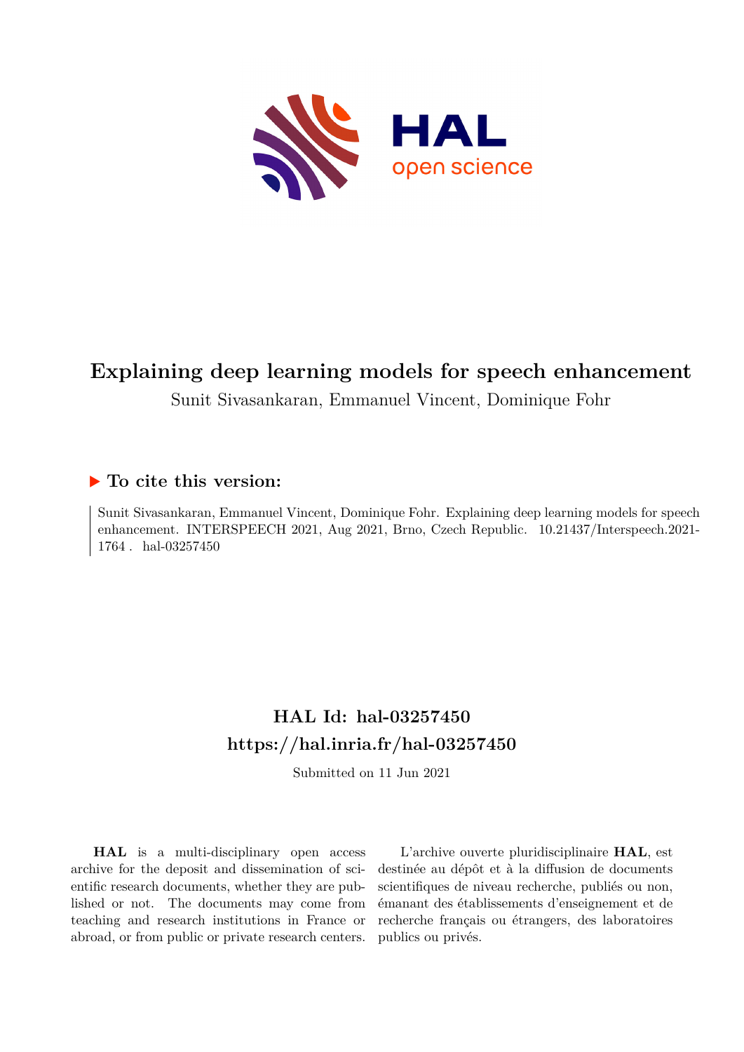# Explaining deep learning models for speech enhancement

Sunit Sivasankaran, Emmanuel Vincent, Dominique Fohr

## ▶ To cite this version:

Sunit Sivasankaran, Emmanuel Vincent, Dominique Fohr. Explaining deep learning models for speech enhancement. INTERSPEECH 2021, Aug 2021, Brno, Czech Republic. 10.21437/Interspeech.2021-1764 . hal-03257450

## HAL Id: hal-03257450
## https://hal.inria.fr/hal-03257450

Submitted on 11 Jun 2021

**HAL** is a multi-disciplinary open access archive for the deposit and dissemination of scientific research documents, whether they are published or not. The documents may come from teaching and research institutions in France or abroad, or from public or private research centers.

L'archive ouverte pluridisciplinaire **HAL**, est destinée au dépôt et à la diffusion de documents scientifiques de niveau recherche, publiés ou non, émanant des établissements d'enseignement et de recherche français ou étrangers, des laboratoires publics ou privés.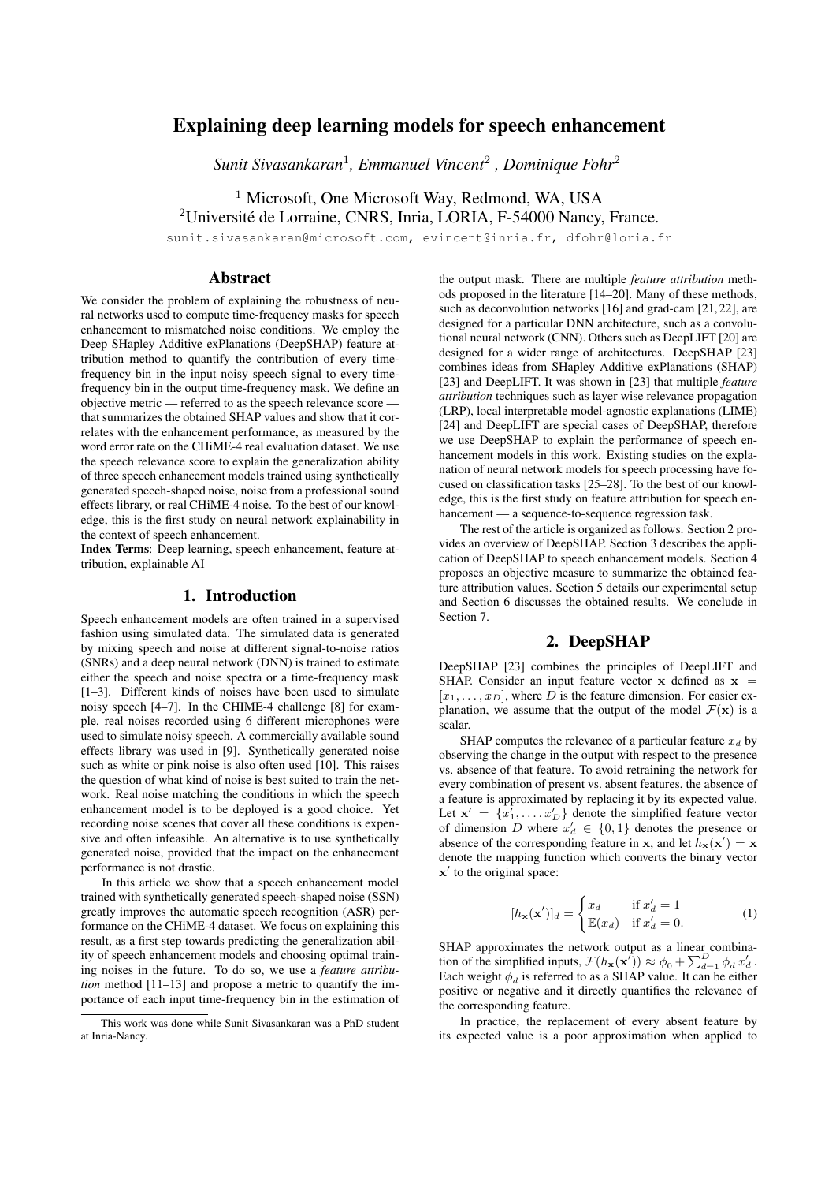# Explaining deep learning models for speech enhancement

*Sunit Sivasankaran*[1]*, Emmanuel Vincent*[2] *, Dominique Fohr*[2]

[1] Microsoft, One Microsoft Way, Redmond, WA, USA
[2]Université de Lorraine, CNRS, Inria, LORIA, F-54000 Nancy, France.

sunit.sivasankaran@microsoft.com, evincent@inria.fr, dfohr@loria.fr

## Abstract

We consider the problem of explaining the robustness of neural networks used to compute time-frequency masks for speech enhancement to mismatched noise conditions. We employ the Deep SHapley Additive exPlanations (DeepSHAP) feature attribution method to quantify the contribution of every time-frequency bin in the input noisy speech signal to every time-frequency bin in the output time-frequency mask. We define an objective metric — referred to as the speech relevance score — that summarizes the obtained SHAP values and show that it correlates with the enhancement performance, as measured by the word error rate on the CHiME-4 real evaluation dataset. We use the speech relevance score to explain the generalization ability of three speech enhancement models trained using synthetically generated speech-shaped noise, noise from a professional sound effects library, or real CHiME-4 noise. To the best of our knowledge, this is the first study on neural network explainability in the context of speech enhancement.

**Index Terms**: Deep learning, speech enhancement, feature attribution, explainable AI

## 1. Introduction

Speech enhancement models are often trained in a supervised fashion using simulated data. The simulated data is generated by mixing speech and noise at different signal-to-noise ratios (SNRs) and a deep neural network (DNN) is trained to estimate either the speech and noise spectra or a time-frequency mask [1–3]. Different kinds of noises have been used to simulate noisy speech [4–7]. In the CHIME-4 challenge [8] for example, real noises recorded using 6 different microphones were used to simulate noisy speech. A commercially available sound effects library was used in [9]. Synthetically generated noise such as white or pink noise is also often used [10]. This raises the question of what kind of noise is best suited to train the network. Real noise matching the conditions in which the speech enhancement model is to be deployed is a good choice. Yet recording noise scenes that cover all these conditions is expensive and often infeasible. An alternative is to use synthetically generated noise, provided that the impact on the enhancement performance is not drastic.

In this article we show that a speech enhancement model trained with synthetically generated speech-shaped noise (SSN) greatly improves the automatic speech recognition (ASR) performance on the CHiME-4 dataset. We focus on explaining this result, as a first step towards predicting the generalization ability of speech enhancement models and choosing optimal training noises in the future. To do so, we use a *feature attribution* method [11–13] and propose a metric to quantify the importance of each input time-frequency bin in the estimation of the output mask. There are multiple *feature attribution* methods proposed in the literature [14–20]. Many of these methods, such as deconvolution networks [16] and grad-cam [21, 22], are designed for a particular DNN architecture, such as a convolutional neural network (CNN). Others such as DeepLIFT [20] are designed for a wider range of architectures. DeepSHAP [23] combines ideas from SHapley Additive exPlanations (SHAP) [23] and DeepLIFT. It was shown in [23] that multiple *feature attribution* techniques such as layer wise relevance propagation (LRP), local interpretable model-agnostic explanations (LIME) [24] and DeepLIFT are special cases of DeepSHAP, therefore we use DeepSHAP to explain the performance of speech enhancement models in this work. Existing studies on the explanation of neural network models for speech processing have focused on classification tasks [25–28]. To the best of our knowledge, this is the first study on feature attribution for speech enhancement — a sequence-to-sequence regression task.

The rest of the article is organized as follows. Section 2 provides an overview of DeepSHAP. Section 3 describes the application of DeepSHAP to speech enhancement models. Section 4 proposes an objective measure to summarize the obtained feature attribution values. Section 5 details our experimental setup and Section 6 discusses the obtained results. We conclude in Section 7.

## 2. DeepSHAP

DeepSHAP [23] combines the principles of DeepLIFT and SHAP. Consider an input feature vector $\mathbf{x}$ defined as $\mathbf{x} = [x_1, \ldots, x_D]$, where $D$ is the feature dimension. For easier explanation, we assume that the output of the model $\mathcal{F}(\mathbf{x})$ is a scalar.

SHAP computes the relevance of a particular feature $x_d$ by observing the change in the output with respect to the presence vs. absence of that feature. To avoid retraining the network for every combination of present vs. absent features, the absence of a feature is approximated by replacing it by its expected value. Let $\mathbf{x}' = \{x'_1, \ldots, x'_D\}$ denote the simplified feature vector of dimension $D$ where $x'_d \in \{0, 1\}$ denotes the presence or absence of the corresponding feature in $\mathbf{x}$, and let $h_{\mathbf{x}}(\mathbf{x}') = \mathbf{x}$ denote the mapping function which converts the binary vector $\mathbf{x}'$ to the original space:

$$[h_{\mathbf{x}}(\mathbf{x}')]_d = \begin{cases} x_d & \text{if } x'_d = 1 \\ \mathbb{E}(x_d) & \text{if } x'_d = 0. \end{cases} \tag{1}$$

SHAP approximates the network output as a linear combination of the simplified inputs, $\mathcal{F}(h_{\mathbf{x}}(\mathbf{x}')) \approx \phi_0 + \sum_{d=1}^{D} \phi_d \, x'_d$. Each weight $\phi_d$ is referred to as a SHAP value. It can be either positive or negative and it directly quantifies the relevance of the corresponding feature.

In practice, the replacement of every absent feature by its expected value is a poor approximation when applied to

This work was done while Sunit Sivasankaran was a PhD student at Inria-Nancy.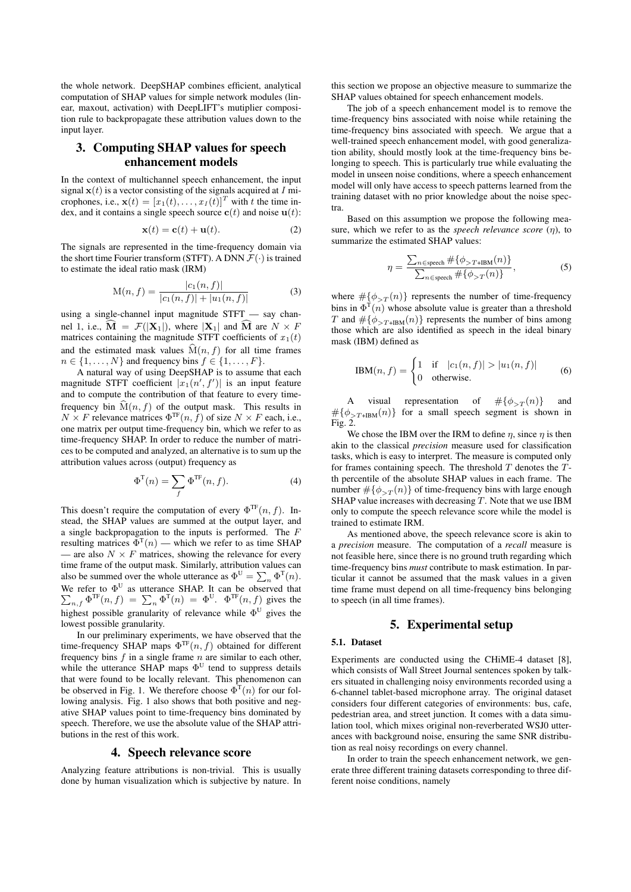the whole network. DeepSHAP combines efficient, analytical computation of SHAP values for simple network modules (linear, maxout, activation) with DeepLIFT's mutiplier composition rule to backpropagate these attribution values down to the input layer.

## 3. Computing SHAP values for speech enhancement models

In the context of multichannel speech enhancement, the input signal $\mathbf{x}(t)$ is a vector consisting of the signals acquired at $I$ microphones, i.e., $\mathbf{x}(t) = [x_1(t), \ldots, x_I(t)]^T$ with $t$ the time index, and it contains a single speech source $\mathbf{c}(t)$ and noise $\mathbf{u}(t)$:

$$\mathbf{x}(t) = \mathbf{c}(t) + \mathbf{u}(t). \tag{2}$$

The signals are represented in the time-frequency domain via the short time Fourier transform (STFT). A DNN $\mathcal{F}(\cdot)$ is trained to estimate the ideal ratio mask (IRM)

$$\mathrm{M}(n, f) = \frac{|c_1(n, f)|}{|c_1(n, f)| + |u_1(n, f)|} \tag{3}$$

using a single-channel input magnitude STFT — say channel 1, i.e., $\widehat{\mathbf{M}} = \mathcal{F}(|\mathbf{X}_1|)$, where $|\mathbf{X}_1|$ and $\widehat{\mathbf{M}}$ are $N \times F$ matrices containing the magnitude STFT coefficients of $x_1(t)$ and the estimated mask values $\widehat{\mathrm{M}}(n, f)$ for all time frames $n \in \{1, \ldots, N\}$ and frequency bins $f \in \{1, \ldots, F\}$.

A natural way of using DeepSHAP is to assume that each magnitude STFT coefficient $|x_1(n', f')|$ is an input feature and to compute the contribution of that feature to every time-frequency bin $\widehat{\mathrm{M}}(n, f)$ of the output mask. This results in $N \times F$ relevance matrices $\Phi^{\mathrm{TF}}(n, f)$ of size $N \times F$ each, i.e., one matrix per output time-frequency bin, which we refer to as time-frequency SHAP. In order to reduce the number of matrices to be computed and analyzed, an alternative is to sum up the attribution values across (output) frequency as

$$\Phi^{\mathrm{T}}(n) = \sum_f \Phi^{\mathrm{TF}}(n, f). \tag{4}$$

This doesn't require the computation of every $\Phi^{\mathrm{TF}}(n, f)$. Instead, the SHAP values are summed at the output layer, and a single backpropagation to the inputs is performed. The $F$ resulting matrices $\Phi^{\mathrm{T}}(n)$ — which we refer to as time SHAP — are also $N \times F$ matrices, showing the relevance for every time frame of the output mask. Similarly, attribution values can also be summed over the whole utterance as $\Phi^{\mathrm{U}} = \sum_n \Phi^{\mathrm{T}}(n)$. We refer to $\Phi^{\mathrm{U}}$ as utterance SHAP. It can be observed that $\sum_{n,f} \Phi^{\mathrm{TF}}(n, f) = \sum_n \Phi^{\mathrm{T}}(n) = \Phi^{\mathrm{U}}$. $\Phi^{\mathrm{TF}}(n, f)$ gives the highest possible granularity of relevance while $\Phi^{\mathrm{U}}$ gives the lowest possible granularity.

In our preliminary experiments, we have observed that the time-frequency SHAP maps $\Phi^{\mathrm{TF}}(n, f)$ obtained for different frequency bins $f$ in a single frame $n$ are similar to each other, while the utterance SHAP maps $\Phi^{\mathrm{U}}$ tend to suppress details that were found to be locally relevant. This phenomenon can be observed in Fig. 1. We therefore choose $\Phi^{\mathrm{T}}(n)$ for our following analysis. Fig. 1 also shows that both positive and negative SHAP values point to time-frequency bins dominated by speech. Therefore, we use the absolute value of the SHAP attributions in the rest of this work.

## 4. Speech relevance score

Analyzing feature attributions is non-trivial. This is usually done by human visualization which is subjective by nature. In this section we propose an objective measure to summarize the SHAP values obtained for speech enhancement models.

The job of a speech enhancement model is to remove the time-frequency bins associated with noise while retaining the time-frequency bins associated with speech. We argue that a well-trained speech enhancement model, with good generalization ability, should mostly look at the time-frequency bins belonging to speech. This is particularly true while evaluating the model in unseen noise conditions, where a speech enhancement model will only have access to speech patterns learned from the training dataset with no prior knowledge about the noise spectra.

Based on this assumption we propose the following measure, which we refer to as the *speech relevance score* ($\eta$), to summarize the estimated SHAP values:

$$\eta = \frac{\sum_{n \in \text{speech}} \#\{\phi_{>T+\text{IBM}}(n)\}}{\sum_{n \in \text{speech}} \#\{\phi_{>T}(n)\}}, \tag{5}$$

where $\#\{\phi_{>T}(n)\}$ represents the number of time-frequency bins in $\Phi^{\mathrm{T}}(n)$ whose absolute value is greater than a threshold $T$ and $\#\{\phi_{>T+\text{IBM}}(n)\}$ represents the number of bins among those which are also identified as speech in the ideal binary mask (IBM) defined as

$$\mathrm{IBM}(n, f) = \begin{cases} 1 & \text{if} \quad |c_1(n, f)| > |u_1(n, f)| \\ 0 & \text{otherwise.} \end{cases} \tag{6}$$

A visual representation of $\#\{\phi_{>T}(n)\}$ and $\#\{\phi_{>T+\text{IBM}}(n)\}$ for a small speech segment is shown in Fig. 2.

We chose the IBM over the IRM to define $\eta$, since $\eta$ is then akin to the classical *precision* measure used for classification tasks, which is easy to interpret. The measure is computed only for frames containing speech. The threshold $T$ denotes the $T$-th percentile of the absolute SHAP values in each frame. The number $\#\{\phi_{>T}(n)\}$ of time-frequency bins with large enough SHAP value increases with decreasing $T$. Note that we use IBM only to compute the speech relevance score while the model is trained to estimate IRM.

As mentioned above, the speech relevance score is akin to a *precision* measure. The computation of a *recall* measure is not feasible here, since there is no ground truth regarding which time-frequency bins *must* contribute to mask estimation. In particular it cannot be assumed that the mask values in a given time frame must depend on all time-frequency bins belonging to speech (in all time frames).

## 5. Experimental setup

### 5.1. Dataset

Experiments are conducted using the CHiME-4 dataset [8], which consists of Wall Street Journal sentences spoken by talkers situated in challenging noisy environments recorded using a 6-channel tablet-based microphone array. The original dataset considers four different categories of environments: bus, cafe, pedestrian area, and street junction. It comes with a data simulation tool, which mixes original non-reverberated WSJ0 utterances with background noise, ensuring the same SNR distribution as real noisy recordings on every channel.

In order to train the speech enhancement network, we generate three different training datasets corresponding to three different noise conditions, namely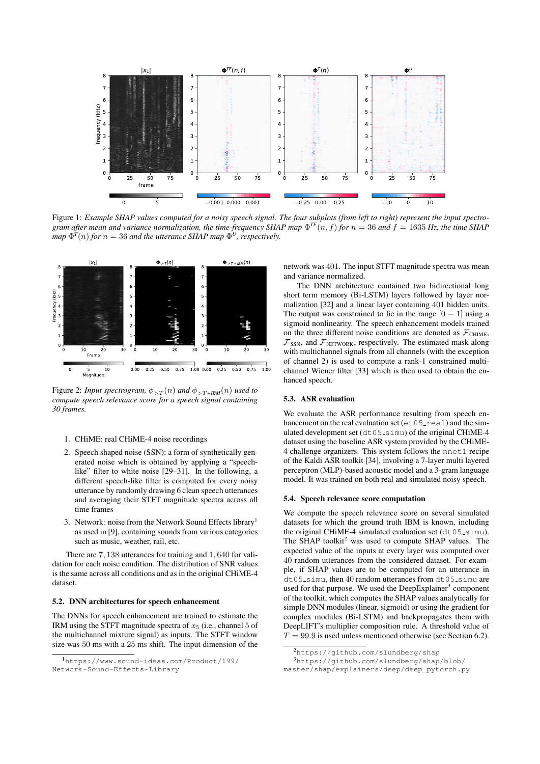Figure 1: *Example SHAP values computed for a noisy speech signal. The four subplots (from left to right) represent the input spectrogram after mean and variance normalization, the time-frequency SHAP map $\Phi^{TF}(n, f)$ for $n = 36$ and $f = 1635$ Hz, the time SHAP map $\Phi^{T}(n)$ for $n = 36$ and the utterance SHAP map $\Phi^{U}$, respectively.*

Figure 2: *Input spectrogram, $\phi_{>T}(n)$ and $\phi_{>T+IBM}(n)$ used to compute speech relevance score for a speech signal containing 30 frames.*

1. CHiME: real CHiME-4 noise recordings
2. Speech shaped noise (SSN): a form of synthetically generated noise which is obtained by applying a "speech-like" filter to white noise [29–31]. In the following, a different speech-like filter is computed for every noisy utterance by randomly drawing 6 clean speech utterances and averaging their STFT magnitude spectra across all time frames
3. Network: noise from the Network Sound Effects library[1] as used in [9], containing sounds from various categories such as music, weather, rail, etc.

There are 7,138 utterances for training and 1,640 for validation for each noise condition. The distribution of SNR values is the same across all conditions and as in the original CHiME-4 dataset.

### 5.2. DNN architectures for speech enhancement

The DNNs for speech enhancement are trained to estimate the IRM using the STFT magnitude spectra of $x_5$ (i.e., channel 5 of the multichannel mixture signal) as inputs. The STFT window size was 50 ms with a 25 ms shift. The input dimension of the network was 401. The input STFT magnitude spectra was mean and variance normalized.

The DNN architecture contained two bidirectional long short term memory (Bi-LSTM) layers followed by layer normalization [32] and a linear layer containing 401 hidden units. The output was constrained to lie in the range $[0 - 1]$ using a sigmoid nonlinearity. The speech enhancement models trained on the three different noise conditions are denoted as $\mathcal{F}_{\text{CHIME}}$, $\mathcal{F}_{\text{SSN}}$, and $\mathcal{F}_{\text{NETWORK}}$, respectively. The estimated mask along with multichannel signals from all channels (with the exception of channel 2) is used to compute a rank-1 constrained multichannel Wiener filter [33] which is then used to obtain the enhanced speech.

### 5.3. ASR evaluation

We evaluate the ASR performance resulting from speech enhancement on the real evaluation set (`et05_real`) and the simulated development set (`dt05_simu`) of the original CHiME-4 dataset using the baseline ASR system provided by the CHiME-4 challenge organizers. This system follows the `nnet1` recipe of the Kaldi ASR toolkit [34], involving a 7-layer multi layered perceptron (MLP)-based acoustic model and a 3-gram language model. It was trained on both real and simulated noisy speech.

### 5.4. Speech relevance score computation

We compute the speech relevance score on several simulated datasets for which the ground truth IBM is known, including the original CHiME-4 simulated evaluation set (`dt05_simu`). The SHAP toolkit[2] was used to compute SHAP values. The expected value of the inputs at every layer was computed over 40 random utterances from the considered dataset. For example, if SHAP values are to be computed for an utterance in `dt05_simu`, then 40 random utterances from `dt05_simu` are used for that purpose. We used the DeepExplainer[3] component of the toolkit, which computes the SHAP values analytically for simple DNN modules (linear, sigmoid) or using the gradient for complex modules (Bi-LSTM) and backpropagates them with DeepLIFT's multiplier composition rule. A threshold value of $T = 99.9$ is used unless mentioned otherwise (see Section 6.2).

[1] https://www.sound-ideas.com/Product/199/Network-Sound-Effects-Library

[2] https://github.com/slundberg/shap

[3] https://github.com/slundberg/shap/blob/master/shap/explainers/deep/deep_pytorch.py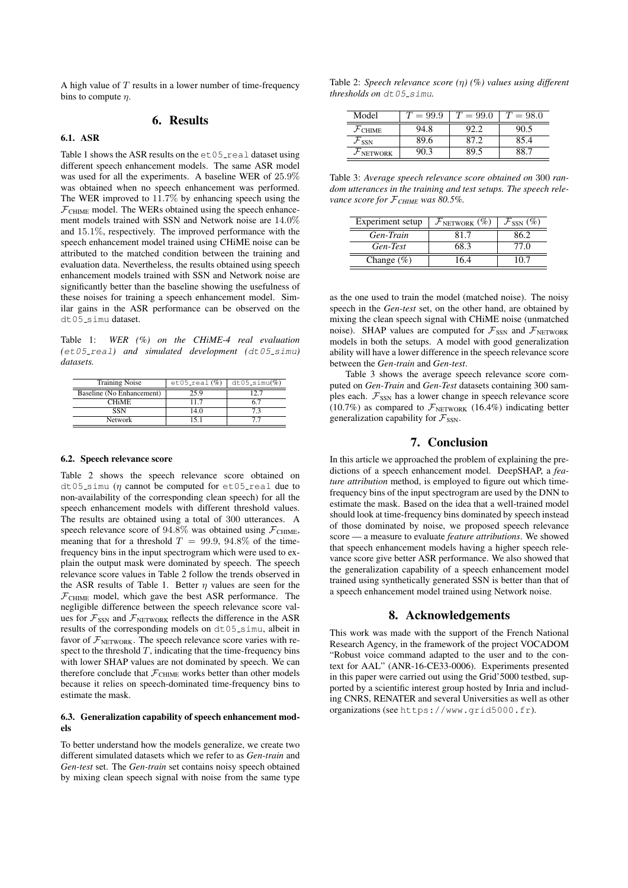A high value of $T$ results in a lower number of time-frequency bins to compute $\eta$.

## 6. Results

### 6.1. ASR

Table 1 shows the ASR results on the `et05_real` dataset using different speech enhancement models. The same ASR model was used for all the experiments. A baseline WER of 25.9% was obtained when no speech enhancement was performed. The WER improved to 11.7% by enhancing speech using the $\mathcal{F}_{\text{CHIME}}$ model. The WERs obtained using the speech enhancement models trained with SSN and Network noise are 14.0% and 15.1%, respectively. The improved performance with the speech enhancement model trained using CHiME noise can be attributed to the matched condition between the training and evaluation data. Nevertheless, the results obtained using speech enhancement models trained with SSN and Network noise are significantly better than the baseline showing the usefulness of these noises for training a speech enhancement model. Similar gains in the ASR performance can be observed on the `dt05_simu` dataset.

Table 1: *WER (%) on the CHiME-4 real evaluation (`et05_real`) and simulated development (`dt05_simu`) datasets.*

| Training Noise | `et05_real`(%) | `dt05_simu`(%) |
|---|---|---|
| Baseline (No Enhancement) | 25.9 | 12.7 |
| CHiME | 11.7 | 6.7 |
| SSN | 14.0 | 7.3 |
| Network | 15.1 | 7.7 |

### 6.2. Speech relevance score

Table 2 shows the speech relevance score obtained on `dt05_simu` ($\eta$ cannot be computed for `et05_real` due to non-availability of the corresponding clean speech) for all the speech enhancement models with different threshold values. The results are obtained using a total of 300 utterances. A speech relevance score of 94.8% was obtained using $\mathcal{F}_{\text{CHIME}}$, meaning that for a threshold $T = 99.9$, 94.8% of the time-frequency bins in the input spectrogram which were used to explain the output mask were dominated by speech. The speech relevance score values in Table 2 follow the trends observed in the ASR results of Table 1. Better $\eta$ values are seen for the $\mathcal{F}_{\text{CHIME}}$ model, which gave the best ASR performance. The negligible difference between the speech relevance score values for $\mathcal{F}_{\text{SSN}}$ and $\mathcal{F}_{\text{NETWORK}}$ reflects the difference in the ASR results of the corresponding models on `dt05_simu`, albeit in favor of $\mathcal{F}_{\text{NETWORK}}$. The speech relevance score varies with respect to the threshold $T$, indicating that the time-frequency bins with lower SHAP values are not dominated by speech. We can therefore conclude that $\mathcal{F}_{\text{CHIME}}$ works better than other models because it relies on speech-dominated time-frequency bins to estimate the mask.

### 6.3. Generalization capability of speech enhancement models

To better understand how the models generalize, we create two different simulated datasets which we refer to as *Gen-train* and *Gen-test* set. The *Gen-train* set contains noisy speech obtained by mixing clean speech signal with noise from the same type as the one used to train the model (matched noise). The noisy speech in the *Gen-test* set, on the other hand, are obtained by mixing the clean speech signal with CHiME noise (unmatched noise). SHAP values are computed for $\mathcal{F}_{\text{SSN}}$ and $\mathcal{F}_{\text{NETWORK}}$ models in both the setups. A model with good generalization ability will have a lower difference in the speech relevance score between the *Gen-train* and *Gen-test*.

Table 2: *Speech relevance score ($\eta$) (%) values using different thresholds on `dt05_simu`.*

| Model | $T = 99.9$ | $T = 99.0$ | $T = 98.0$ |
|---|---|---|---|
| $\mathcal{F}_{\text{CHIME}}$ | 94.8 | 92.2 | 90.5 |
| $\mathcal{F}_{\text{SSN}}$ | 89.6 | 87.2 | 85.4 |
| $\mathcal{F}_{\text{NETWORK}}$ | 90.3 | 89.5 | 88.7 |

Table 3: *Average speech relevance score obtained on 300 random utterances in the training and test setups. The speech relevance score for $\mathcal{F}_{\text{CHIME}}$ was 80.5%.*

| Experiment setup | $\mathcal{F}_{\text{NETWORK}}$ (%) | $\mathcal{F}_{\text{SSN}}$ (%) |
|---|---|---|
| *Gen-Train* | 81.7 | 86.2 |
| *Gen-Test* | 68.3 | 77.0 |
| Change (%) | 16.4 | 10.7 |

Table 3 shows the average speech relevance score computed on *Gen-Train* and *Gen-Test* datasets containing 300 samples each. $\mathcal{F}_{\text{SSN}}$ has a lower change in speech relevance score (10.7%) as compared to $\mathcal{F}_{\text{NETWORK}}$ (16.4%) indicating better generalization capability for $\mathcal{F}_{\text{SSN}}$.

## 7. Conclusion

In this article we approached the problem of explaining the predictions of a speech enhancement model. DeepSHAP, a *feature attribution* method, is employed to figure out which time-frequency bins of the input spectrogram are used by the DNN to estimate the mask. Based on the idea that a well-trained model should look at time-frequency bins dominated by speech instead of those dominated by noise, we proposed speech relevance score — a measure to evaluate *feature attributions*. We showed that speech enhancement models having a higher speech relevance score give better ASR performance. We also showed that the generalization capability of a speech enhancement model trained using synthetically generated SSN is better than that of a speech enhancement model trained using Network noise.

## 8. Acknowledgements

This work was made with the support of the French National Research Agency, in the framework of the project VOCADOM "Robust voice command adapted to the user and to the context for AAL" (ANR-16-CE33-0006). Experiments presented in this paper were carried out using the Grid'5000 testbed, supported by a scientific interest group hosted by Inria and including CNRS, RENATER and several Universities as well as other organizations (see `https://www.grid5000.fr`).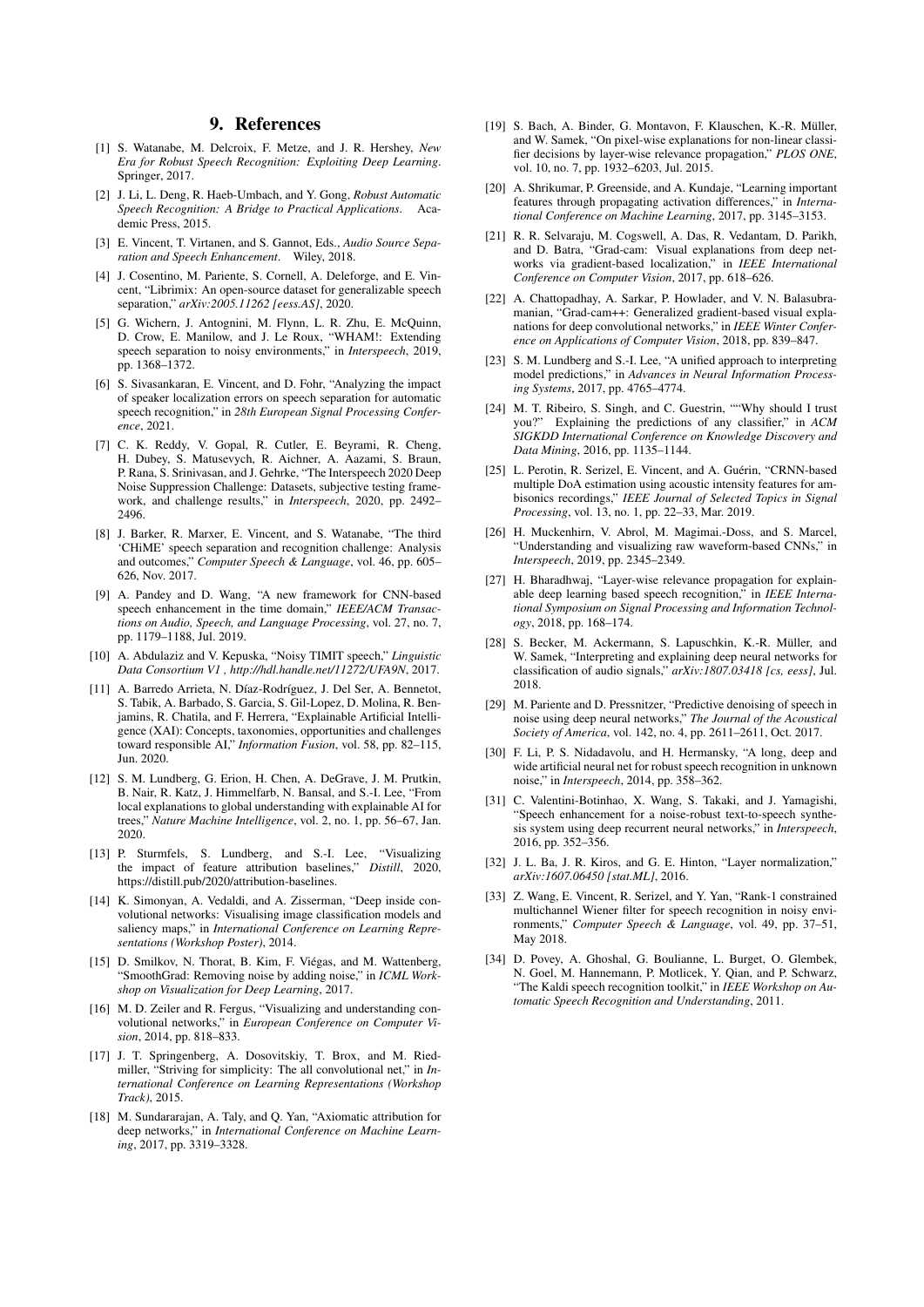## 9. References

[1] S. Watanabe, M. Delcroix, F. Metze, and J. R. Hershey, *New Era for Robust Speech Recognition: Exploiting Deep Learning*. Springer, 2017.

[2] J. Li, L. Deng, R. Haeb-Umbach, and Y. Gong, *Robust Automatic Speech Recognition: A Bridge to Practical Applications*. Academic Press, 2015.

[3] E. Vincent, T. Virtanen, and S. Gannot, Eds., *Audio Source Separation and Speech Enhancement*. Wiley, 2018.

[4] J. Cosentino, M. Pariente, S. Cornell, A. Deleforge, and E. Vincent, "Librimix: An open-source dataset for generalizable speech separation," *arXiv:2005.11262 [eess.AS]*, 2020.

[5] G. Wichern, J. Antognini, M. Flynn, L. R. Zhu, E. McQuinn, D. Crow, E. Manilow, and J. Le Roux, "WHAM!: Extending speech separation to noisy environments," in *Interspeech*, 2019, pp. 1368–1372.

[6] S. Sivasankaran, E. Vincent, and D. Fohr, "Analyzing the impact of speaker localization errors on speech separation for automatic speech recognition," in *28th European Signal Processing Conference*, 2021.

[7] C. K. Reddy, V. Gopal, R. Cutler, E. Beyrami, R. Cheng, H. Dubey, S. Matusevych, R. Aichner, A. Aazami, S. Braun, P. Rana, S. Srinivasan, and J. Gehrke, "The Interspeech 2020 Deep Noise Suppression Challenge: Datasets, subjective testing framework, and challenge results," in *Interspeech*, 2020, pp. 2492–2496.

[8] J. Barker, R. Marxer, E. Vincent, and S. Watanabe, "The third 'CHiME' speech separation and recognition challenge: Analysis and outcomes," *Computer Speech & Language*, vol. 46, pp. 605–626, Nov. 2017.

[9] A. Pandey and D. Wang, "A new framework for CNN-based speech enhancement in the time domain," *IEEE/ACM Transactions on Audio, Speech, and Language Processing*, vol. 27, no. 7, pp. 1179–1188, Jul. 2019.

[10] A. Abdulaziz and V. Kepuska, "Noisy TIMIT speech," *Linguistic Data Consortium V1 , http://hdl.handle.net/11272/UFA9N*, 2017.

[11] A. Barredo Arrieta, N. Díaz-Rodríguez, J. Del Ser, A. Bennetot, S. Tabik, A. Barbado, S. Garcia, S. Gil-Lopez, D. Molina, R. Benjamins, R. Chatila, and F. Herrera, "Explainable Artificial Intelligence (XAI): Concepts, taxonomies, opportunities and challenges toward responsible AI," *Information Fusion*, vol. 58, pp. 82–115, Jun. 2020.

[12] S. M. Lundberg, G. Erion, H. Chen, A. DeGrave, J. M. Prutkin, B. Nair, R. Katz, J. Himmelfarb, N. Bansal, and S.-I. Lee, "From local explanations to global understanding with explainable AI for trees," *Nature Machine Intelligence*, vol. 2, no. 1, pp. 56–67, Jan. 2020.

[13] P. Sturmfels, S. Lundberg, and S.-I. Lee, "Visualizing the impact of feature attribution baselines," *Distill*, 2020, https://distill.pub/2020/attribution-baselines.

[14] K. Simonyan, A. Vedaldi, and A. Zisserman, "Deep inside convolutional networks: Visualising image classification models and saliency maps," in *International Conference on Learning Representations (Workshop Poster)*, 2014.

[15] D. Smilkov, N. Thorat, B. Kim, F. Viégas, and M. Wattenberg, "SmoothGrad: Removing noise by adding noise," in *ICML Workshop on Visualization for Deep Learning*, 2017.

[16] M. D. Zeiler and R. Fergus, "Visualizing and understanding convolutional networks," in *European Conference on Computer Vision*, 2014, pp. 818–833.

[17] J. T. Springenberg, A. Dosovitskiy, T. Brox, and M. Riedmiller, "Striving for simplicity: The all convolutional net," in *International Conference on Learning Representations (Workshop Track)*, 2015.

[18] M. Sundararajan, A. Taly, and Q. Yan, "Axiomatic attribution for deep networks," in *International Conference on Machine Learning*, 2017, pp. 3319–3328.

[19] S. Bach, A. Binder, G. Montavon, F. Klauschen, K.-R. Müller, and W. Samek, "On pixel-wise explanations for non-linear classifier decisions by layer-wise relevance propagation," *PLOS ONE*, vol. 10, no. 7, pp. 1932–6203, Jul. 2015.

[20] A. Shrikumar, P. Greenside, and A. Kundaje, "Learning important features through propagating activation differences," in *International Conference on Machine Learning*, 2017, pp. 3145–3153.

[21] R. R. Selvaraju, M. Cogswell, A. Das, R. Vedantam, D. Parikh, and D. Batra, "Grad-cam: Visual explanations from deep networks via gradient-based localization," in *IEEE International Conference on Computer Vision*, 2017, pp. 618–626.

[22] A. Chattopadhay, A. Sarkar, P. Howlader, and V. N. Balasubramanian, "Grad-cam++: Generalized gradient-based visual explanations for deep convolutional networks," in *IEEE Winter Conference on Applications of Computer Vision*, 2018, pp. 839–847.

[23] S. M. Lundberg and S.-I. Lee, "A unified approach to interpreting model predictions," in *Advances in Neural Information Processing Systems*, 2017, pp. 4765–4774.

[24] M. T. Ribeiro, S. Singh, and C. Guestrin, ""Why should I trust you?" Explaining the predictions of any classifier," in *ACM SIGKDD International Conference on Knowledge Discovery and Data Mining*, 2016, pp. 1135–1144.

[25] L. Perotin, R. Serizel, E. Vincent, and A. Guérin, "CRNN-based multiple DoA estimation using acoustic intensity features for ambisonics recordings," *IEEE Journal of Selected Topics in Signal Processing*, vol. 13, no. 1, pp. 22–33, Mar. 2019.

[26] H. Muckenhirn, V. Abrol, M. Magimai.-Doss, and S. Marcel, "Understanding and visualizing raw waveform-based CNNs," in *Interspeech*, 2019, pp. 2345–2349.

[27] H. Bharadhwaj, "Layer-wise relevance propagation for explainable deep learning based speech recognition," in *IEEE International Symposium on Signal Processing and Information Technology*, 2018, pp. 168–174.

[28] S. Becker, M. Ackermann, S. Lapuschkin, K.-R. Müller, and W. Samek, "Interpreting and explaining deep neural networks for classification of audio signals," *arXiv:1807.03418 [cs, eess]*, Jul. 2018.

[29] M. Pariente and D. Pressnitzer, "Predictive denoising of speech in noise using deep neural networks," *The Journal of the Acoustical Society of America*, vol. 142, no. 4, pp. 2611–2611, Oct. 2017.

[30] F. Li, P. S. Nidadavolu, and H. Hermansky, "A long, deep and wide artificial neural net for robust speech recognition in unknown noise," in *Interspeech*, 2014, pp. 358–362.

[31] C. Valentini-Botinhao, X. Wang, S. Takaki, and J. Yamagishi, "Speech enhancement for a noise-robust text-to-speech synthesis system using deep recurrent neural networks," in *Interspeech*, 2016, pp. 352–356.

[32] J. L. Ba, J. R. Kiros, and G. E. Hinton, "Layer normalization," *arXiv:1607.06450 [stat.ML]*, 2016.

[33] Z. Wang, E. Vincent, R. Serizel, and Y. Yan, "Rank-1 constrained multichannel Wiener filter for speech recognition in noisy environments," *Computer Speech & Language*, vol. 49, pp. 37–51, May 2018.

[34] D. Povey, A. Ghoshal, G. Boulianne, L. Burget, O. Glembek, N. Goel, M. Hannemann, P. Motlicek, Y. Qian, and P. Schwarz, "The Kaldi speech recognition toolkit," in *IEEE Workshop on Automatic Speech Recognition and Understanding*, 2011.